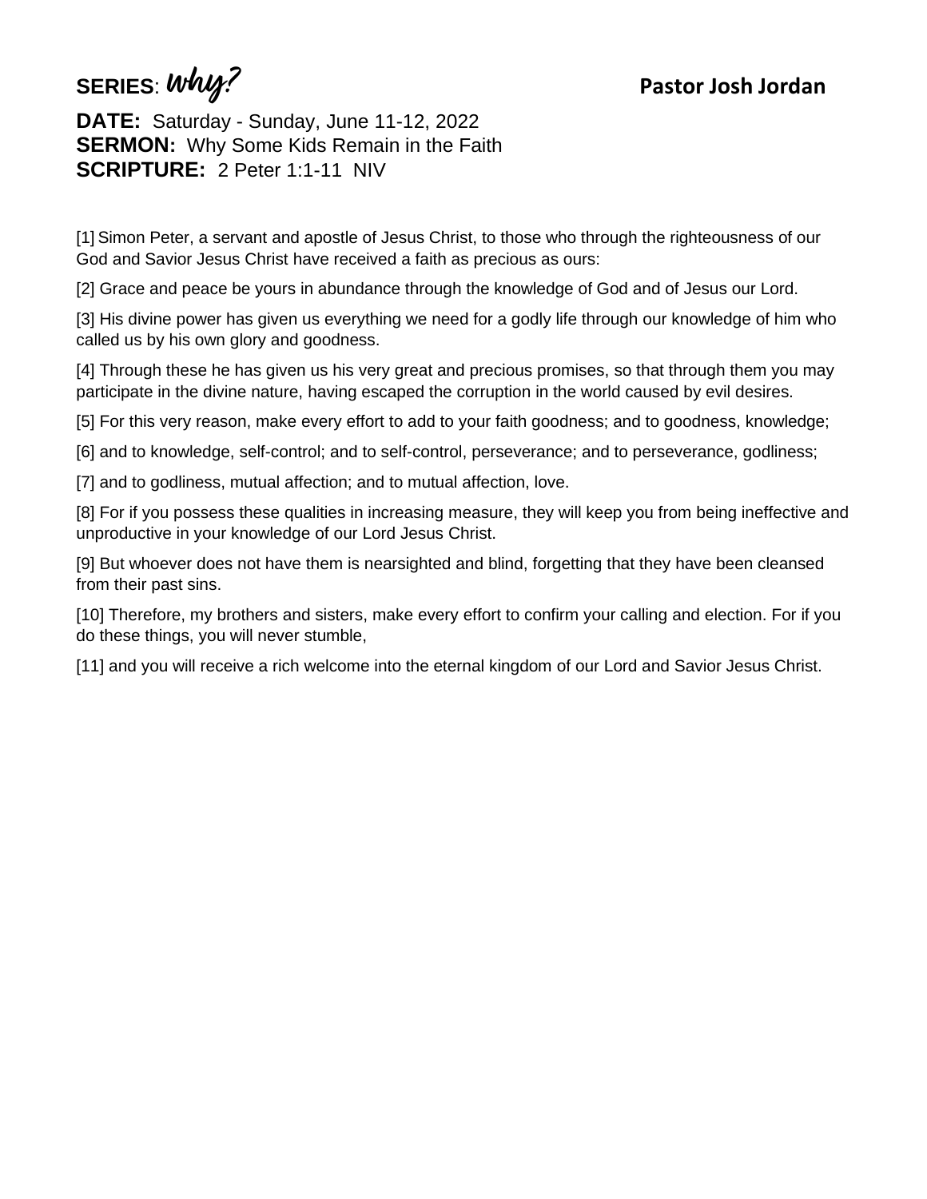**SERIES**: *Why?* **Pastor Josh Jordan**

**DATE:** Saturday - Sunday, June 11-12, 2022
**SERMON:** Why Some Kids Remain in the Faith
**SCRIPTURE:** 2 Peter 1:1-11 NIV

[1] Simon Peter, a servant and apostle of Jesus Christ, to those who through the righteousness of our God and Savior Jesus Christ have received a faith as precious as ours:

[2] Grace and peace be yours in abundance through the knowledge of God and of Jesus our Lord.

[3] His divine power has given us everything we need for a godly life through our knowledge of him who called us by his own glory and goodness.

[4] Through these he has given us his very great and precious promises, so that through them you may participate in the divine nature, having escaped the corruption in the world caused by evil desires.

[5] For this very reason, make every effort to add to your faith goodness; and to goodness, knowledge;

[6] and to knowledge, self-control; and to self-control, perseverance; and to perseverance, godliness;

[7] and to godliness, mutual affection; and to mutual affection, love.

[8] For if you possess these qualities in increasing measure, they will keep you from being ineffective and unproductive in your knowledge of our Lord Jesus Christ.

[9] But whoever does not have them is nearsighted and blind, forgetting that they have been cleansed from their past sins.

[10] Therefore, my brothers and sisters, make every effort to confirm your calling and election. For if you do these things, you will never stumble,

[11] and you will receive a rich welcome into the eternal kingdom of our Lord and Savior Jesus Christ.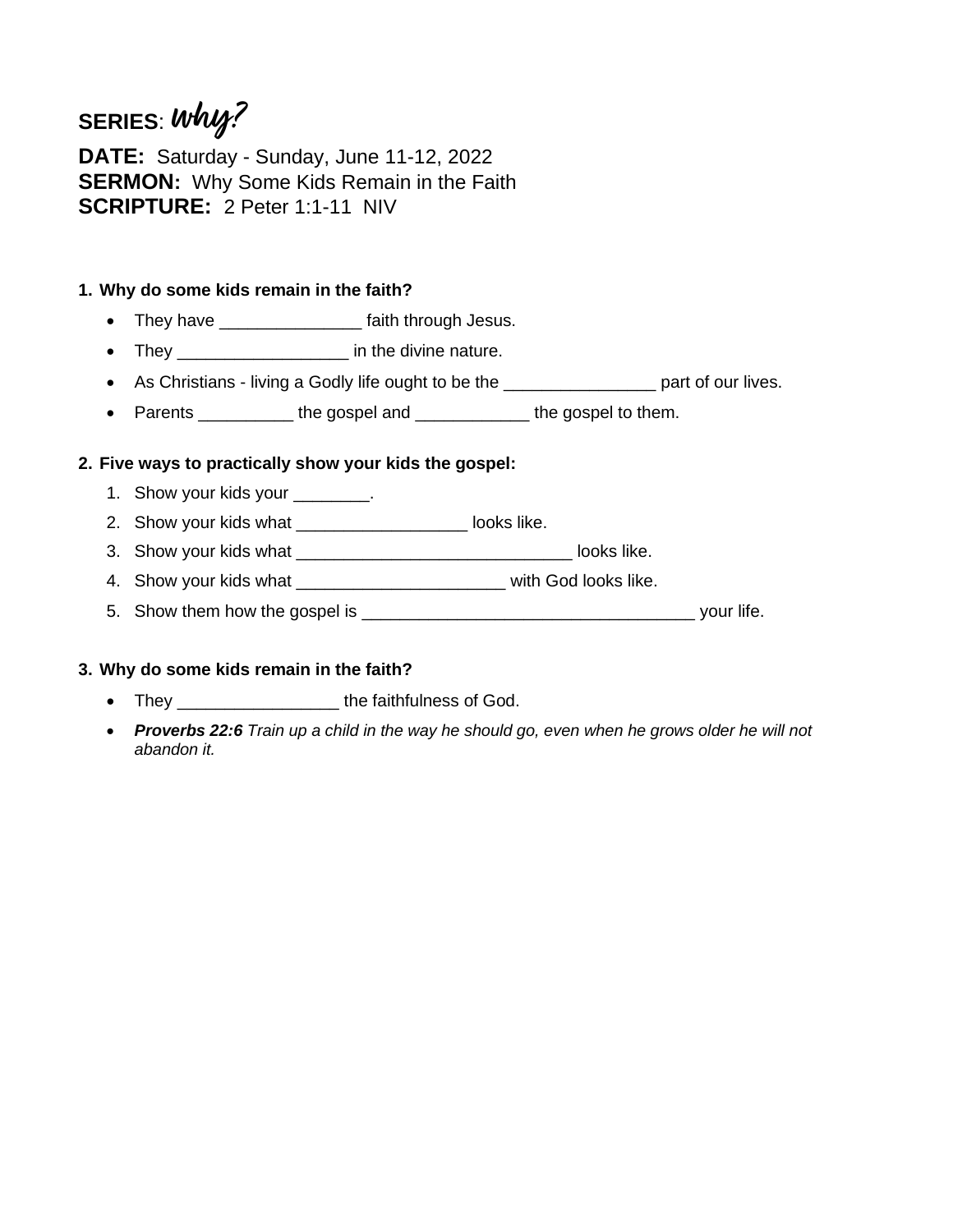**SERIES**: *Why?*

**DATE:** Saturday - Sunday, June 11-12, 2022
**SERMON:** Why Some Kids Remain in the Faith
**SCRIPTURE:** 2 Peter 1:1-11 NIV

1. **Why do some kids remain in the faith?**
   - They have _______________ faith through Jesus.
   - They __________________ in the divine nature.
   - As Christians - living a Godly life ought to be the ________________ part of our lives.
   - Parents __________ the gospel and ____________ the gospel to them.

2. **Five ways to practically show your kids the gospel:**
   1. Show your kids your ________.
   2. Show your kids what __________________ looks like.
   3. Show your kids what _____________________________ looks like.
   4. Show your kids what ______________________ with God looks like.
   5. Show them how the gospel is ___________________________________ your life.

3. **Why do some kids remain in the faith?**
   - They _________________ the faithfulness of God.
   - ***Proverbs 22:6*** *Train up a child in the way he should go, even when he grows older he will not abandon it.*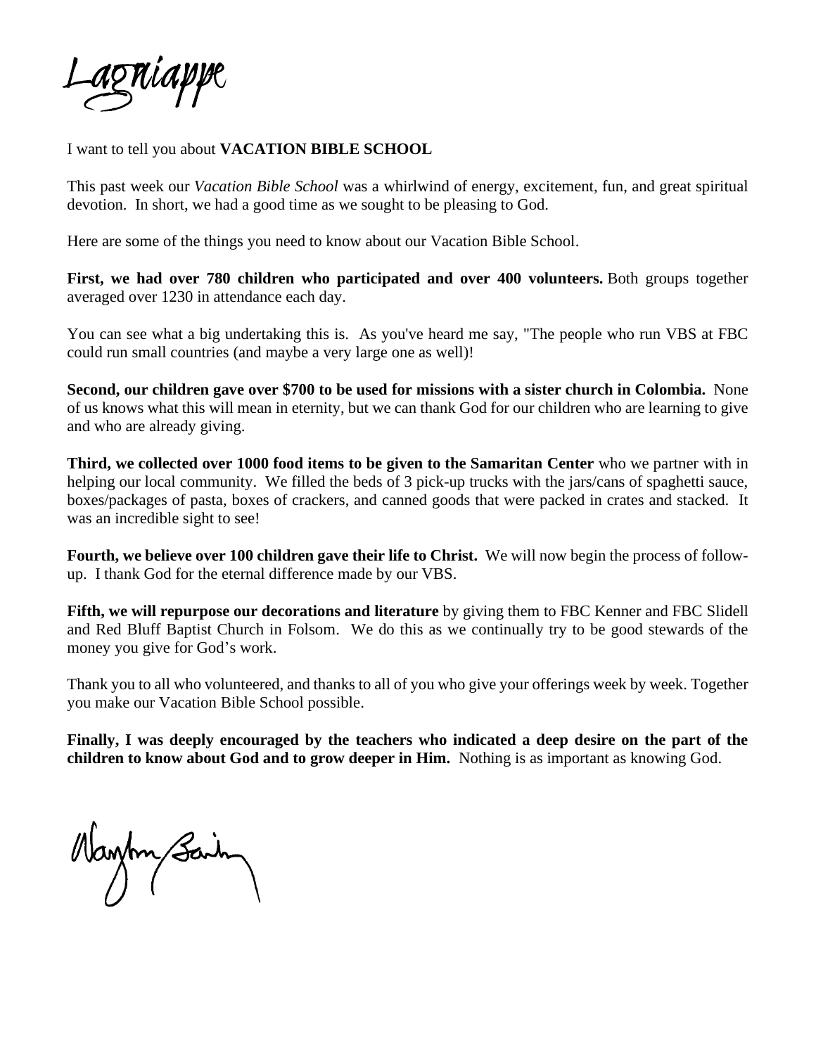# Lagniappe

I want to tell you about **VACATION BIBLE SCHOOL**

This past week our *Vacation Bible School* was a whirlwind of energy, excitement, fun, and great spiritual devotion. In short, we had a good time as we sought to be pleasing to God.

Here are some of the things you need to know about our Vacation Bible School.

**First, we had over 780 children who participated and over 400 volunteers.** Both groups together averaged over 1230 in attendance each day.

You can see what a big undertaking this is. As you've heard me say, "The people who run VBS at FBC could run small countries (and maybe a very large one as well)!

**Second, our children gave over $700 to be used for missions with a sister church in Colombia.** None of us knows what this will mean in eternity, but we can thank God for our children who are learning to give and who are already giving.

**Third, we collected over 1000 food items to be given to the Samaritan Center** who we partner with in helping our local community. We filled the beds of 3 pick-up trucks with the jars/cans of spaghetti sauce, boxes/packages of pasta, boxes of crackers, and canned goods that were packed in crates and stacked. It was an incredible sight to see!

**Fourth, we believe over 100 children gave their life to Christ.** We will now begin the process of follow-up. I thank God for the eternal difference made by our VBS.

**Fifth, we will repurpose our decorations and literature** by giving them to FBC Kenner and FBC Slidell and Red Bluff Baptist Church in Folsom. We do this as we continually try to be good stewards of the money you give for God's work.

Thank you to all who volunteered, and thanks to all of you who give your offerings week by week. Together you make our Vacation Bible School possible.

**Finally, I was deeply encouraged by the teachers who indicated a deep desire on the part of the children to know about God and to grow deeper in Him.** Nothing is as important as knowing God.

Waylon Bailey